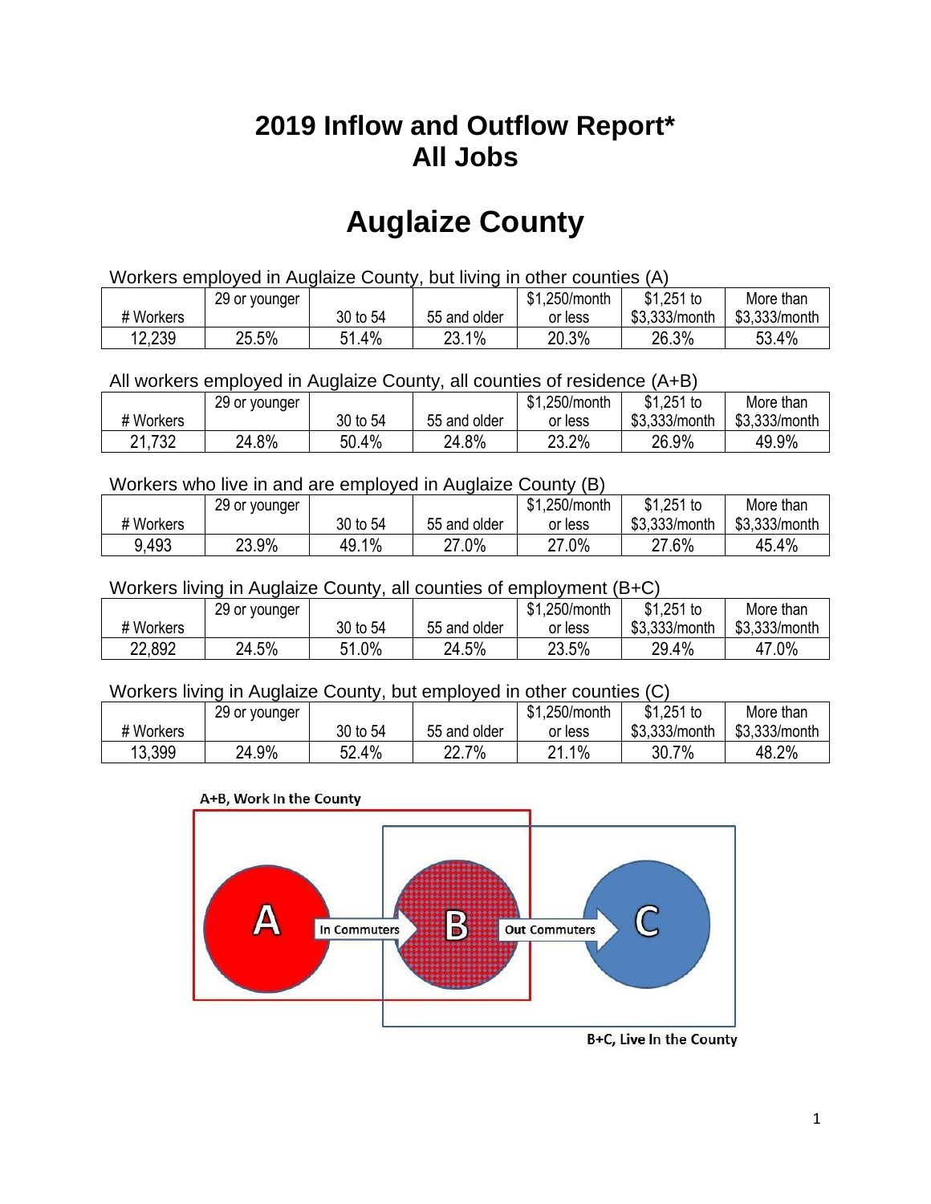# 2019 Inflow and Outflow Report*
# All Jobs

# Auglaize County

Workers employed in Auglaize County, but living in other counties (A)

| # Workers | 29 or younger | 30 to 54 | 55 and older | $1,250/month or less | $1,251 to $3,333/month | More than $3,333/month |
|---|---|---|---|---|---|---|
| 12,239 | 25.5% | 51.4% | 23.1% | 20.3% | 26.3% | 53.4% |

All workers employed in Auglaize County, all counties of residence (A+B)

| # Workers | 29 or younger | 30 to 54 | 55 and older | $1,250/month or less | $1,251 to $3,333/month | More than $3,333/month |
|---|---|---|---|---|---|---|
| 21,732 | 24.8% | 50.4% | 24.8% | 23.2% | 26.9% | 49.9% |

Workers who live in and are employed in Auglaize County (B)

| # Workers | 29 or younger | 30 to 54 | 55 and older | $1,250/month or less | $1,251 to $3,333/month | More than $3,333/month |
|---|---|---|---|---|---|---|
| 9,493 | 23.9% | 49.1% | 27.0% | 27.0% | 27.6% | 45.4% |

Workers living in Auglaize County, all counties of employment (B+C)

| # Workers | 29 or younger | 30 to 54 | 55 and older | $1,250/month or less | $1,251 to $3,333/month | More than $3,333/month |
|---|---|---|---|---|---|---|
| 22,892 | 24.5% | 51.0% | 24.5% | 23.5% | 29.4% | 47.0% |

Workers living in Auglaize County, but employed in other counties (C)

| # Workers | 29 or younger | 30 to 54 | 55 and older | $1,250/month or less | $1,251 to $3,333/month | More than $3,333/month |
|---|---|---|---|---|---|---|
| 13,399 | 24.9% | 52.4% | 22.7% | 21.1% | 30.7% | 48.2% |

A+B, Work In the County

A → In Commuters → B → Out Commuters → C

B+C, Live In the County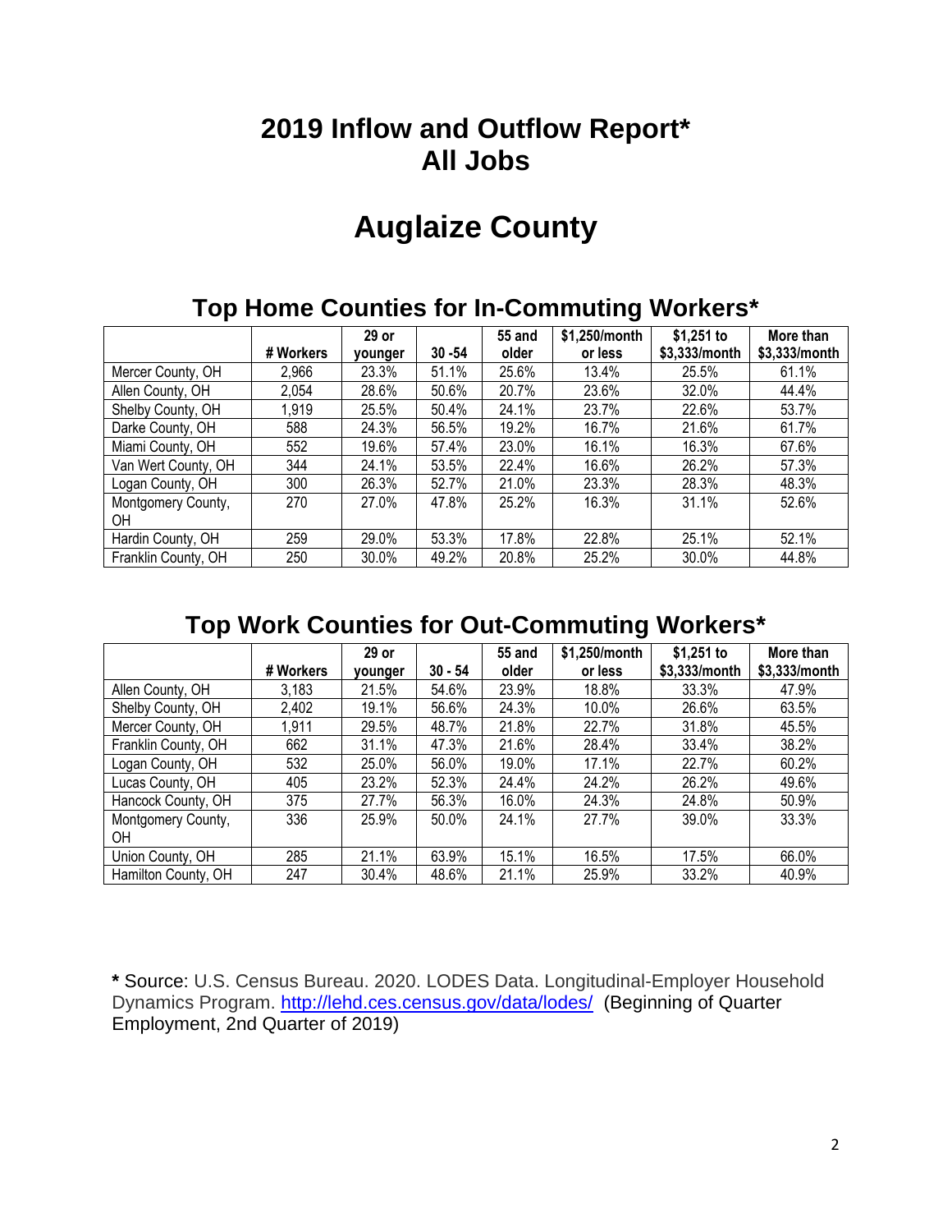# 2019 Inflow and Outflow Report*
# All Jobs

# Auglaize County

## Top Home Counties for In-Commuting Workers*

| | # Workers | 29 or younger | 30 -54 | 55 and older | $1,250/month or less | $1,251 to $3,333/month | More than $3,333/month |
|---|---|---|---|---|---|---|---|
| Mercer County, OH | 2,966 | 23.3% | 51.1% | 25.6% | 13.4% | 25.5% | 61.1% |
| Allen County, OH | 2,054 | 28.6% | 50.6% | 20.7% | 23.6% | 32.0% | 44.4% |
| Shelby County, OH | 1,919 | 25.5% | 50.4% | 24.1% | 23.7% | 22.6% | 53.7% |
| Darke County, OH | 588 | 24.3% | 56.5% | 19.2% | 16.7% | 21.6% | 61.7% |
| Miami County, OH | 552 | 19.6% | 57.4% | 23.0% | 16.1% | 16.3% | 67.6% |
| Van Wert County, OH | 344 | 24.1% | 53.5% | 22.4% | 16.6% | 26.2% | 57.3% |
| Logan County, OH | 300 | 26.3% | 52.7% | 21.0% | 23.3% | 28.3% | 48.3% |
| Montgomery County, OH | 270 | 27.0% | 47.8% | 25.2% | 16.3% | 31.1% | 52.6% |
| Hardin County, OH | 259 | 29.0% | 53.3% | 17.8% | 22.8% | 25.1% | 52.1% |
| Franklin County, OH | 250 | 30.0% | 49.2% | 20.8% | 25.2% | 30.0% | 44.8% |

## Top Work Counties for Out-Commuting Workers*

| | # Workers | 29 or younger | 30 - 54 | 55 and older | $1,250/month or less | $1,251 to $3,333/month | More than $3,333/month |
|---|---|---|---|---|---|---|---|
| Allen County, OH | 3,183 | 21.5% | 54.6% | 23.9% | 18.8% | 33.3% | 47.9% |
| Shelby County, OH | 2,402 | 19.1% | 56.6% | 24.3% | 10.0% | 26.6% | 63.5% |
| Mercer County, OH | 1,911 | 29.5% | 48.7% | 21.8% | 22.7% | 31.8% | 45.5% |
| Franklin County, OH | 662 | 31.1% | 47.3% | 21.6% | 28.4% | 33.4% | 38.2% |
| Logan County, OH | 532 | 25.0% | 56.0% | 19.0% | 17.1% | 22.7% | 60.2% |
| Lucas County, OH | 405 | 23.2% | 52.3% | 24.4% | 24.2% | 26.2% | 49.6% |
| Hancock County, OH | 375 | 27.7% | 56.3% | 16.0% | 24.3% | 24.8% | 50.9% |
| Montgomery County, OH | 336 | 25.9% | 50.0% | 24.1% | 27.7% | 39.0% | 33.3% |
| Union County, OH | 285 | 21.1% | 63.9% | 15.1% | 16.5% | 17.5% | 66.0% |
| Hamilton County, OH | 247 | 30.4% | 48.6% | 21.1% | 25.9% | 33.2% | 40.9% |

**\*** Source: U.S. Census Bureau. 2020. LODES Data. Longitudinal-Employer Household Dynamics Program. http://lehd.ces.census.gov/data/lodes/ (Beginning of Quarter Employment, 2nd Quarter of 2019)